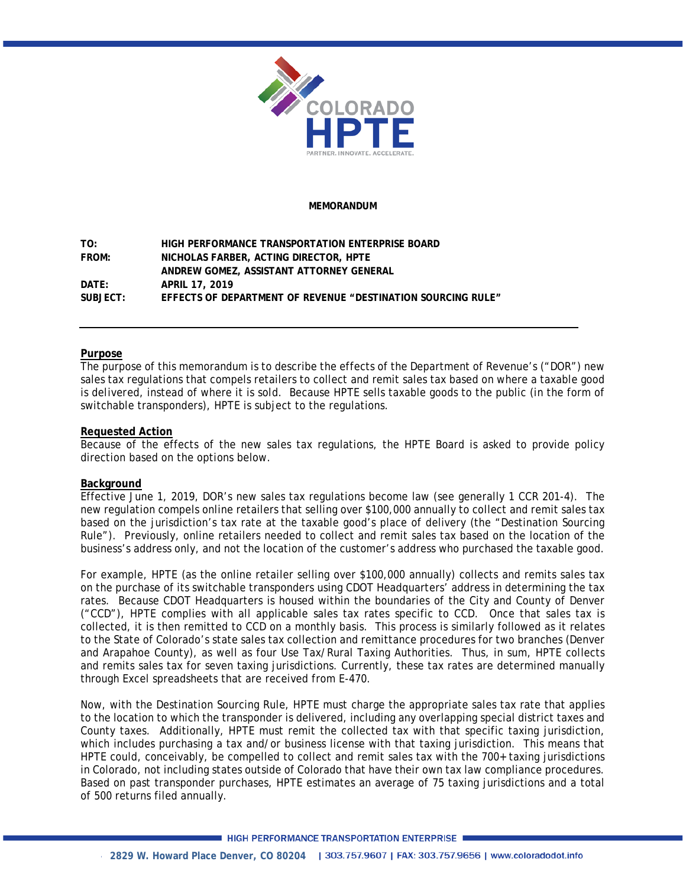**MEMORANDUM**

| | |
|---|---|
| **TO:** | **HIGH PERFORMANCE TRANSPORTATION ENTERPRISE BOARD** |
| **FROM:** | **NICHOLAS FARBER, ACTING DIRECTOR, HPTE** |
| | **ANDREW GOMEZ, ASSISTANT ATTORNEY GENERAL** |
| **DATE:** | **APRIL 17, 2019** |
| **SUBJECT:** | **EFFECTS OF DEPARTMENT OF REVENUE "DESTINATION SOURCING RULE"** |

---

**Purpose**

The purpose of this memorandum is to describe the effects of the Department of Revenue's ("DOR") new sales tax regulations that compels retailers to collect and remit sales tax based on where a taxable good is delivered, instead of where it is sold. Because HPTE sells taxable goods to the public (in the form of switchable transponders), HPTE is subject to the regulations.

**Requested Action**

Because of the effects of the new sales tax regulations, the HPTE Board is asked to provide policy direction based on the options below.

**Background**

Effective June 1, 2019, DOR's new sales tax regulations become law (see generally 1 CCR 201-4). The new regulation compels online retailers that selling over $100,000 annually to collect and remit sales tax based on the jurisdiction's tax rate at the taxable good's place of delivery (the "Destination Sourcing Rule"). Previously, online retailers needed to collect and remit sales tax based on the location of the business's address only, and not the location of the customer's address who purchased the taxable good.

For example, HPTE (as the online retailer selling over $100,000 annually) collects and remits sales tax on the purchase of its switchable transponders using CDOT Headquarters' address in determining the tax rates. Because CDOT Headquarters is housed within the boundaries of the City and County of Denver ("CCD"), HPTE complies with all applicable sales tax rates specific to CCD. Once that sales tax is collected, it is then remitted to CCD on a monthly basis. This process is similarly followed as it relates to the State of Colorado's state sales tax collection and remittance procedures for two branches (Denver and Arapahoe County), as well as four Use Tax/Rural Taxing Authorities. Thus, in sum, HPTE collects and remits sales tax for seven taxing jurisdictions. Currently, these tax rates are determined manually through Excel spreadsheets that are received from E-470.

Now, with the Destination Sourcing Rule, HPTE must charge the appropriate sales tax rate that applies to the location to which the transponder is delivered, including any overlapping special district taxes and County taxes. Additionally, HPTE must remit the collected tax with that specific taxing jurisdiction, which includes purchasing a tax and/or business license with that taxing jurisdiction. This means that HPTE could, conceivably, be compelled to collect and remit sales tax with the 700+ taxing jurisdictions in Colorado, not including states outside of Colorado that have their own tax law compliance procedures. Based on past transponder purchases, HPTE estimates an average of 75 taxing jurisdictions and a total of 500 returns filed annually.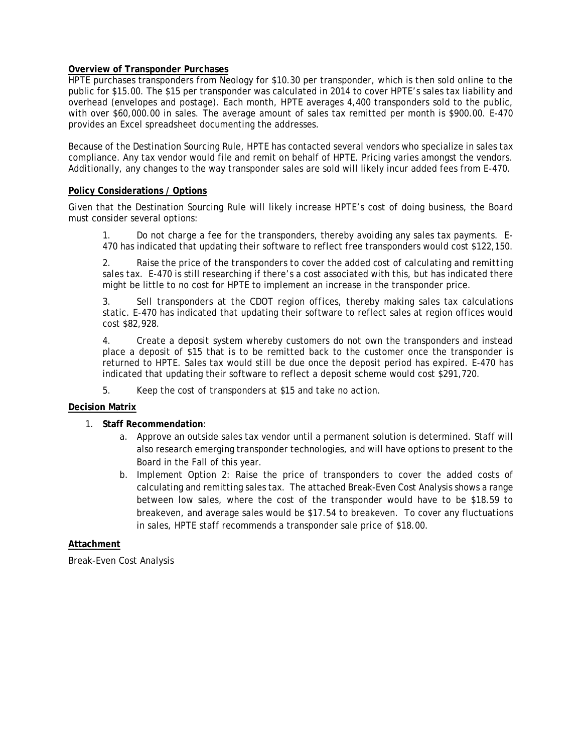**Overview of Transponder Purchases**

HPTE purchases transponders from Neology for $10.30 per transponder, which is then sold online to the public for $15.00. The $15 per transponder was calculated in 2014 to cover HPTE's sales tax liability and overhead (envelopes and postage). Each month, HPTE averages 4,400 transponders sold to the public, with over $60,000.00 in sales. The average amount of sales tax remitted per month is $900.00. E-470 provides an Excel spreadsheet documenting the addresses.

Because of the Destination Sourcing Rule, HPTE has contacted several vendors who specialize in sales tax compliance. Any tax vendor would file and remit on behalf of HPTE. Pricing varies amongst the vendors. Additionally, any changes to the way transponder sales are sold will likely incur added fees from E-470.

**Policy Considerations / Options**

Given that the Destination Sourcing Rule will likely increase HPTE's cost of doing business, the Board must consider several options:

1. Do not charge a fee for the transponders, thereby avoiding any sales tax payments. E-470 has indicated that updating their software to reflect free transponders would cost $122,150.

2. Raise the price of the transponders to cover the added cost of calculating and remitting sales tax. E-470 is still researching if there's a cost associated with this, but has indicated there might be little to no cost for HPTE to implement an increase in the transponder price.

3. Sell transponders at the CDOT region offices, thereby making sales tax calculations static. E-470 has indicated that updating their software to reflect sales at region offices would cost $82,928.

4. Create a deposit system whereby customers do not own the transponders and instead place a deposit of $15 that is to be remitted back to the customer once the transponder is returned to HPTE. Sales tax would still be due once the deposit period has expired. E-470 has indicated that updating their software to reflect a deposit scheme would cost $291,720.

5. Keep the cost of transponders at $15 and take no action.

**Decision Matrix**

1. **Staff Recommendation**:
   a. Approve an outside sales tax vendor until a permanent solution is determined. Staff will also research emerging transponder technologies, and will have options to present to the Board in the Fall of this year.
   b. Implement Option 2: Raise the price of transponders to cover the added costs of calculating and remitting sales tax. The attached Break-Even Cost Analysis shows a range between low sales, where the cost of the transponder would have to be $18.59 to breakeven, and average sales would be $17.54 to breakeven. To cover any fluctuations in sales, HPTE staff recommends a transponder sale price of $18.00.

**Attachment**

Break-Even Cost Analysis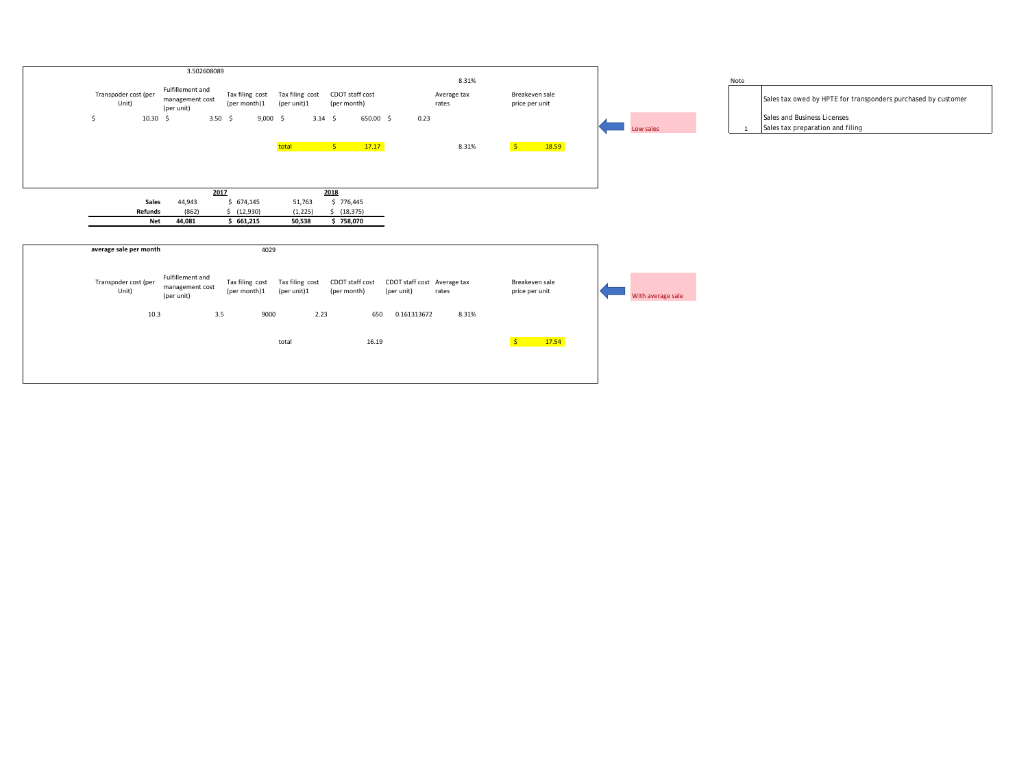3.502608089

| Transpoder cost (per Unit) | Fulfillement and management cost (per unit) | Tax filing cost (per month)1 | Tax filing cost (per unit)1 | CDOT staff cost (per month) | | Average tax rates | Breakeven sale price per unit |
|---|---|---|---|---|---|---|---|
| | | | | | | 8.31% | |
| $ 10.30 | $ 3.50 | $ 9,000 | $ 3.14 | $ 650.00 | $ 0.23 | | |
| | | | total | $ 17.17 | | 8.31% | $ 18.59 |

Low sales

| | | 2017 | | 2018 |
|---|---|---|---|---|
| **Sales** | 44,943 | $ 674,145 | 51,763 | $ 776,445 |
| **Refunds** | (862) | $ (12,930) | (1,225) | $ (18,375) |
| **Net** | **44,081** | **$ 661,215** | **50,538** | **$ 758,070** |

**average sale per month** 4029

| Transpoder cost (per Unit) | Fulfillement and management cost (per unit) | Tax filing cost (per month)1 | Tax filing cost (per unit)1 | CDOT staff cost (per month) | CDOT staff cost (per unit) | Average tax rates | Breakeven sale price per unit |
|---|---|---|---|---|---|---|---|
| 10.3 | 3.5 | 9000 | 2.23 | 650 | 0.161313672 | 8.31% | |
| | | | total | 16.19 | | | $ 17.54 |

With average sale

| Note | |
|---|---|
| | Sales tax owed by HPTE for transponders purchased by customer |
| | Sales and Business Licenses |
| 1 | Sales tax preparation and filing |